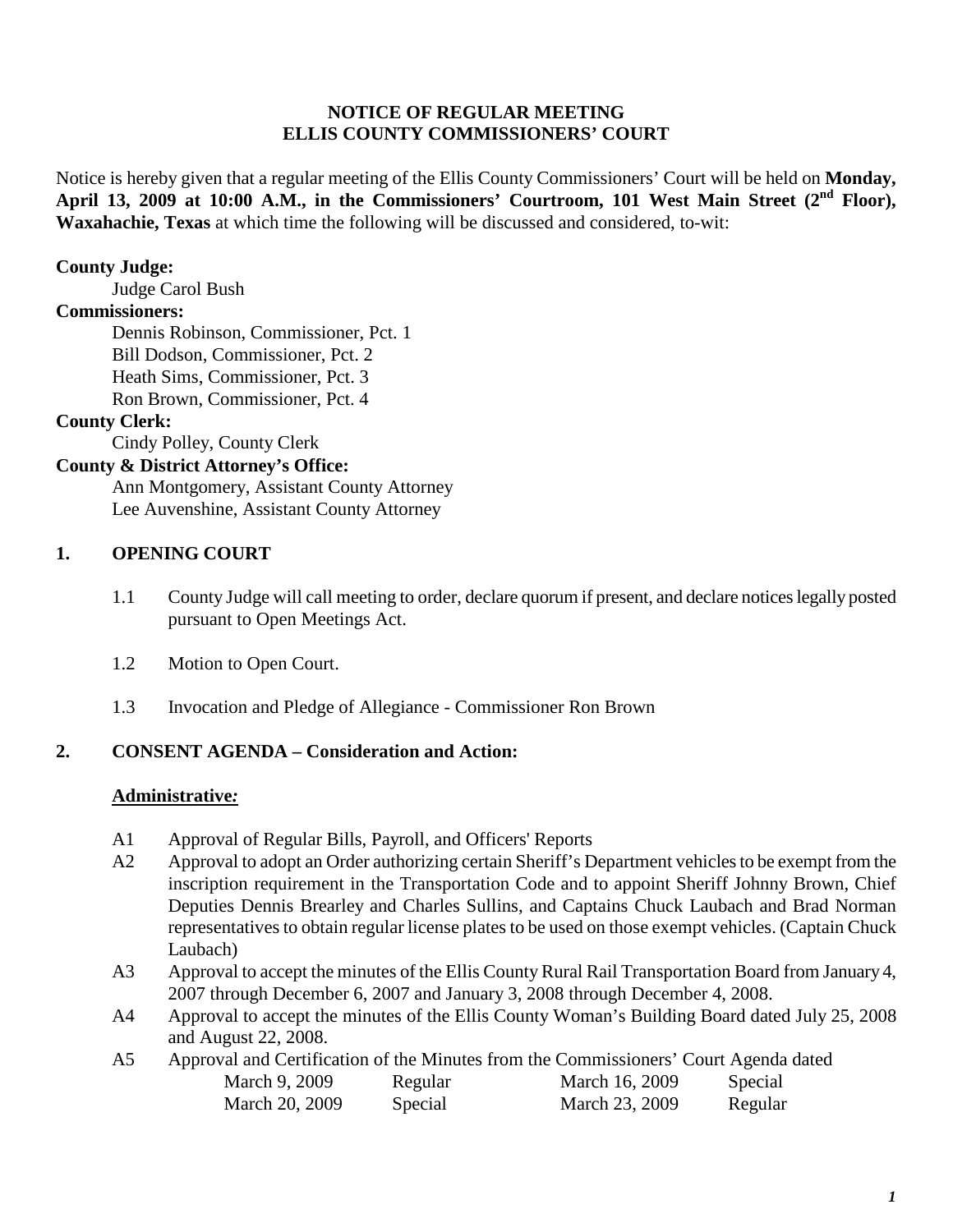**NOTICE OF REGULAR MEETING**
**ELLIS COUNTY COMMISSIONERS' COURT**

Notice is hereby given that a regular meeting of the Ellis County Commissioners' Court will be held on **Monday, April 13, 2009 at 10:00 A.M., in the Commissioners' Courtroom, 101 West Main Street (2nd Floor), Waxahachie, Texas** at which time the following will be discussed and considered, to-wit:

**County Judge:**
Judge Carol Bush

**Commissioners:**
Dennis Robinson, Commissioner, Pct. 1
Bill Dodson, Commissioner, Pct. 2
Heath Sims, Commissioner, Pct. 3
Ron Brown, Commissioner, Pct. 4

**County Clerk:**
Cindy Polley, County Clerk

**County & District Attorney's Office:**
Ann Montgomery, Assistant County Attorney
Lee Auvenshine, Assistant County Attorney

## 1. OPENING COURT

1.1 County Judge will call meeting to order, declare quorum if present, and declare notices legally posted pursuant to Open Meetings Act.

1.2 Motion to Open Court.

1.3 Invocation and Pledge of Allegiance - Commissioner Ron Brown

## 2. CONSENT AGENDA – Consideration and Action:

**Administrative:**

A1 Approval of Regular Bills, Payroll, and Officers' Reports

A2 Approval to adopt an Order authorizing certain Sheriff's Department vehicles to be exempt from the inscription requirement in the Transportation Code and to appoint Sheriff Johnny Brown, Chief Deputies Dennis Brearley and Charles Sullins, and Captains Chuck Laubach and Brad Norman representatives to obtain regular license plates to be used on those exempt vehicles. (Captain Chuck Laubach)

A3 Approval to accept the minutes of the Ellis County Rural Rail Transportation Board from January 4, 2007 through December 6, 2007 and January 3, 2008 through December 4, 2008.

A4 Approval to accept the minutes of the Ellis County Woman's Building Board dated July 25, 2008 and August 22, 2008.

A5 Approval and Certification of the Minutes from the Commissioners' Court Agenda dated

| | | | |
|---|---|---|---|
| March 9, 2009 | Regular | March 16, 2009 | Special |
| March 20, 2009 | Special | March 23, 2009 | Regular |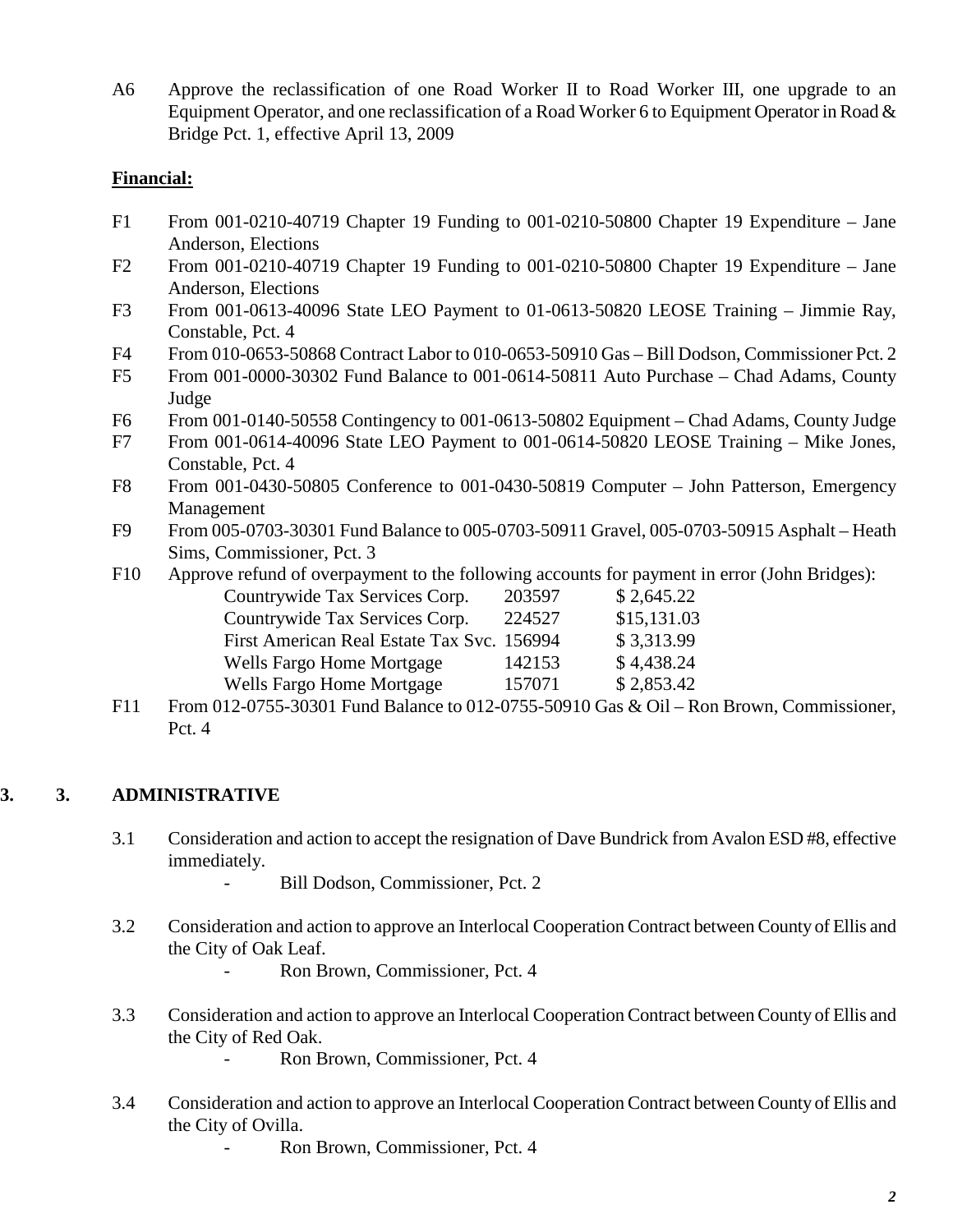A6 Approve the reclassification of one Road Worker II to Road Worker III, one upgrade to an Equipment Operator, and one reclassification of a Road Worker 6 to Equipment Operator in Road & Bridge Pct. 1, effective April 13, 2009

**Financial:**

F1 From 001-0210-40719 Chapter 19 Funding to 001-0210-50800 Chapter 19 Expenditure – Jane Anderson, Elections

F2 From 001-0210-40719 Chapter 19 Funding to 001-0210-50800 Chapter 19 Expenditure – Jane Anderson, Elections

F3 From 001-0613-40096 State LEO Payment to 01-0613-50820 LEOSE Training – Jimmie Ray, Constable, Pct. 4

F4 From 010-0653-50868 Contract Labor to 010-0653-50910 Gas – Bill Dodson, Commissioner Pct. 2

F5 From 001-0000-30302 Fund Balance to 001-0614-50811 Auto Purchase – Chad Adams, County Judge

F6 From 001-0140-50558 Contingency to 001-0613-50802 Equipment – Chad Adams, County Judge

F7 From 001-0614-40096 State LEO Payment to 001-0614-50820 LEOSE Training – Mike Jones, Constable, Pct. 4

F8 From 001-0430-50805 Conference to 001-0430-50819 Computer – John Patterson, Emergency Management

F9 From 005-0703-30301 Fund Balance to 005-0703-50911 Gravel, 005-0703-50915 Asphalt – Heath Sims, Commissioner, Pct. 3

F10 Approve refund of overpayment to the following accounts for payment in error (John Bridges):

| | | |
|---|---|---|
| Countrywide Tax Services Corp. | 203597 | $ 2,645.22 |
| Countrywide Tax Services Corp. | 224527 | $15,131.03 |
| First American Real Estate Tax Svc. | 156994 | $ 3,313.99 |
| Wells Fargo Home Mortgage | 142153 | $ 4,438.24 |
| Wells Fargo Home Mortgage | 157071 | $ 2,853.42 |

F11 From 012-0755-30301 Fund Balance to 012-0755-50910 Gas & Oil – Ron Brown, Commissioner, Pct. 4

## 3. 3. ADMINISTRATIVE

3.1 Consideration and action to accept the resignation of Dave Bundrick from Avalon ESD #8, effective immediately.

- Bill Dodson, Commissioner, Pct. 2

3.2 Consideration and action to approve an Interlocal Cooperation Contract between County of Ellis and the City of Oak Leaf.

- Ron Brown, Commissioner, Pct. 4

3.3 Consideration and action to approve an Interlocal Cooperation Contract between County of Ellis and the City of Red Oak.

- Ron Brown, Commissioner, Pct. 4

3.4 Consideration and action to approve an Interlocal Cooperation Contract between County of Ellis and the City of Ovilla.

- Ron Brown, Commissioner, Pct. 4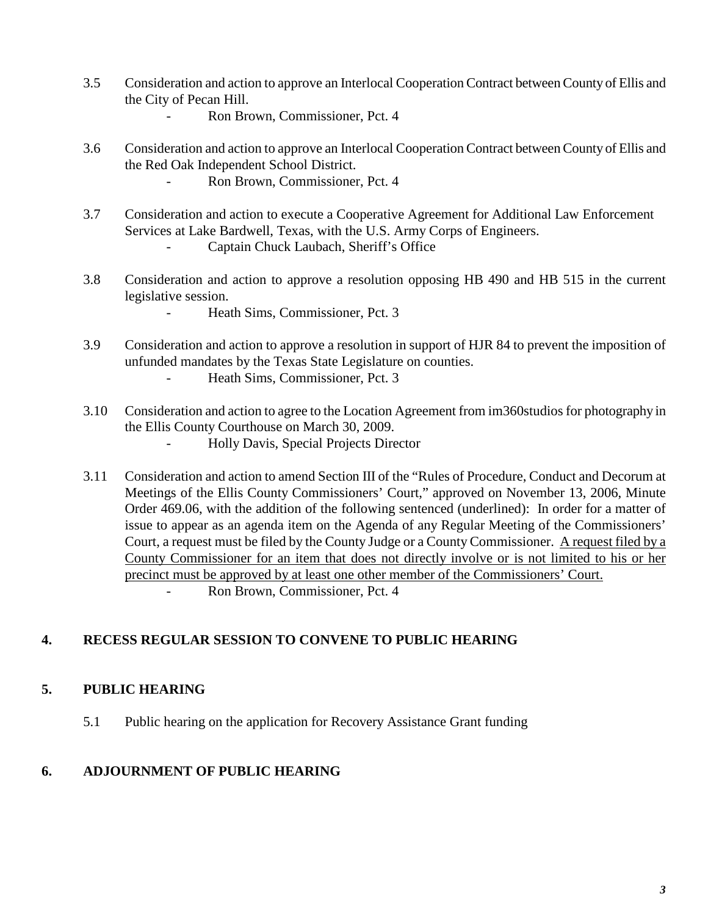3.5 Consideration and action to approve an Interlocal Cooperation Contract between County of Ellis and the City of Pecan Hill.

- Ron Brown, Commissioner, Pct. 4

3.6 Consideration and action to approve an Interlocal Cooperation Contract between County of Ellis and the Red Oak Independent School District.

- Ron Brown, Commissioner, Pct. 4

3.7 Consideration and action to execute a Cooperative Agreement for Additional Law Enforcement Services at Lake Bardwell, Texas, with the U.S. Army Corps of Engineers.

- Captain Chuck Laubach, Sheriff's Office

3.8 Consideration and action to approve a resolution opposing HB 490 and HB 515 in the current legislative session.

- Heath Sims, Commissioner, Pct. 3

3.9 Consideration and action to approve a resolution in support of HJR 84 to prevent the imposition of unfunded mandates by the Texas State Legislature on counties.

- Heath Sims, Commissioner, Pct. 3

3.10 Consideration and action to agree to the Location Agreement from im360studios for photography in the Ellis County Courthouse on March 30, 2009.

- Holly Davis, Special Projects Director

3.11 Consideration and action to amend Section III of the "Rules of Procedure, Conduct and Decorum at Meetings of the Ellis County Commissioners' Court," approved on November 13, 2006, Minute Order 469.06, with the addition of the following sentenced (underlined): In order for a matter of issue to appear as an agenda item on the Agenda of any Regular Meeting of the Commissioners' Court, a request must be filed by the County Judge or a County Commissioner. <u>A request filed by a County Commissioner for an item that does not directly involve or is not limited to his or her precinct must be approved by at least one other member of the Commissioners' Court.</u>

- Ron Brown, Commissioner, Pct. 4

## 4. RECESS REGULAR SESSION TO CONVENE TO PUBLIC HEARING

## 5. PUBLIC HEARING

5.1 Public hearing on the application for Recovery Assistance Grant funding

## 6. ADJOURNMENT OF PUBLIC HEARING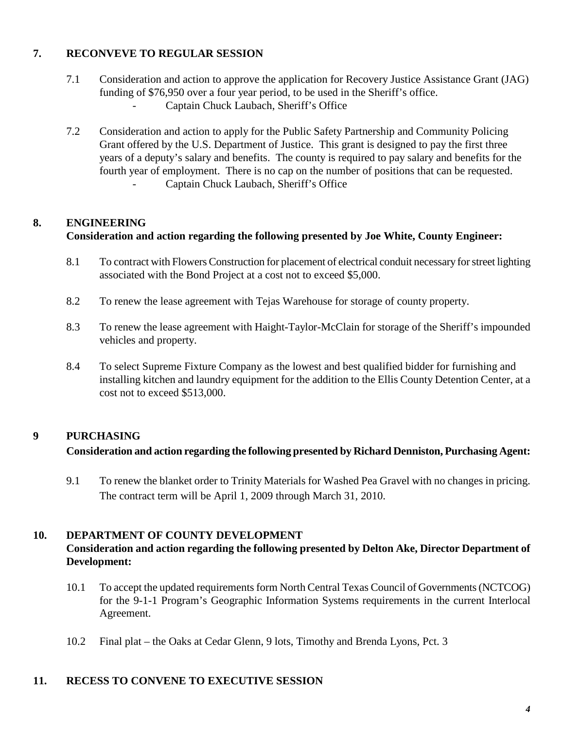## 7. RECONVEVE TO REGULAR SESSION

7.1 Consideration and action to approve the application for Recovery Justice Assistance Grant (JAG) funding of $76,950 over a four year period, to be used in the Sheriff's office.
   - Captain Chuck Laubach, Sheriff's Office

7.2 Consideration and action to apply for the Public Safety Partnership and Community Policing Grant offered by the U.S. Department of Justice. This grant is designed to pay the first three years of a deputy's salary and benefits. The county is required to pay salary and benefits for the fourth year of employment. There is no cap on the number of positions that can be requested.
   - Captain Chuck Laubach, Sheriff's Office

## 8. ENGINEERING

**Consideration and action regarding the following presented by Joe White, County Engineer:**

8.1 To contract with Flowers Construction for placement of electrical conduit necessary for street lighting associated with the Bond Project at a cost not to exceed $5,000.

8.2 To renew the lease agreement with Tejas Warehouse for storage of county property.

8.3 To renew the lease agreement with Haight-Taylor-McClain for storage of the Sheriff's impounded vehicles and property.

8.4 To select Supreme Fixture Company as the lowest and best qualified bidder for furnishing and installing kitchen and laundry equipment for the addition to the Ellis County Detention Center, at a cost not to exceed $513,000.

## 9 PURCHASING

**Consideration and action regarding the following presented by Richard Denniston, Purchasing Agent:**

9.1 To renew the blanket order to Trinity Materials for Washed Pea Gravel with no changes in pricing. The contract term will be April 1, 2009 through March 31, 2010.

## 10. DEPARTMENT OF COUNTY DEVELOPMENT

**Consideration and action regarding the following presented by Delton Ake, Director Department of Development:**

10.1 To accept the updated requirements form North Central Texas Council of Governments (NCTCOG) for the 9-1-1 Program's Geographic Information Systems requirements in the current Interlocal Agreement.

10.2 Final plat – the Oaks at Cedar Glenn, 9 lots, Timothy and Brenda Lyons, Pct. 3

## 11. RECESS TO CONVENE TO EXECUTIVE SESSION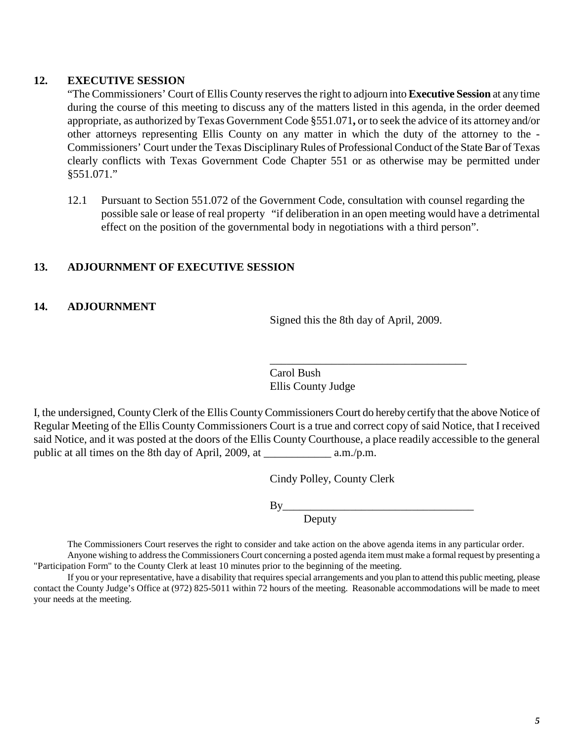**12. EXECUTIVE SESSION**

"The Commissioners' Court of Ellis County reserves the right to adjourn into **Executive Session** at any time during the course of this meeting to discuss any of the matters listed in this agenda, in the order deemed appropriate, as authorized by Texas Government Code §551.071**,** or to seek the advice of its attorney and/or other attorneys representing Ellis County on any matter in which the duty of the attorney to the - Commissioners' Court under the Texas Disciplinary Rules of Professional Conduct of the State Bar of Texas clearly conflicts with Texas Government Code Chapter 551 or as otherwise may be permitted under §551.071."

12.1 Pursuant to Section 551.072 of the Government Code, consultation with counsel regarding the possible sale or lease of real property "if deliberation in an open meeting would have a detrimental effect on the position of the governmental body in negotiations with a third person".

**13. ADJOURNMENT OF EXECUTIVE SESSION**

**14. ADJOURNMENT**

Signed this the 8th day of April, 2009.

___________________________________

Carol Bush
Ellis County Judge

I, the undersigned, County Clerk of the Ellis County Commissioners Court do hereby certify that the above Notice of Regular Meeting of the Ellis County Commissioners Court is a true and correct copy of said Notice, that I received said Notice, and it was posted at the doors of the Ellis County Courthouse, a place readily accessible to the general public at all times on the 8th day of April, 2009, at ____________ a.m./p.m.

Cindy Polley, County Clerk

By_________________________________

Deputy

The Commissioners Court reserves the right to consider and take action on the above agenda items in any particular order.

Anyone wishing to address the Commissioners Court concerning a posted agenda item must make a formal request by presenting a "Participation Form" to the County Clerk at least 10 minutes prior to the beginning of the meeting.

If you or your representative, have a disability that requires special arrangements and you plan to attend this public meeting, please contact the County Judge's Office at (972) 825-5011 within 72 hours of the meeting. Reasonable accommodations will be made to meet your needs at the meeting.